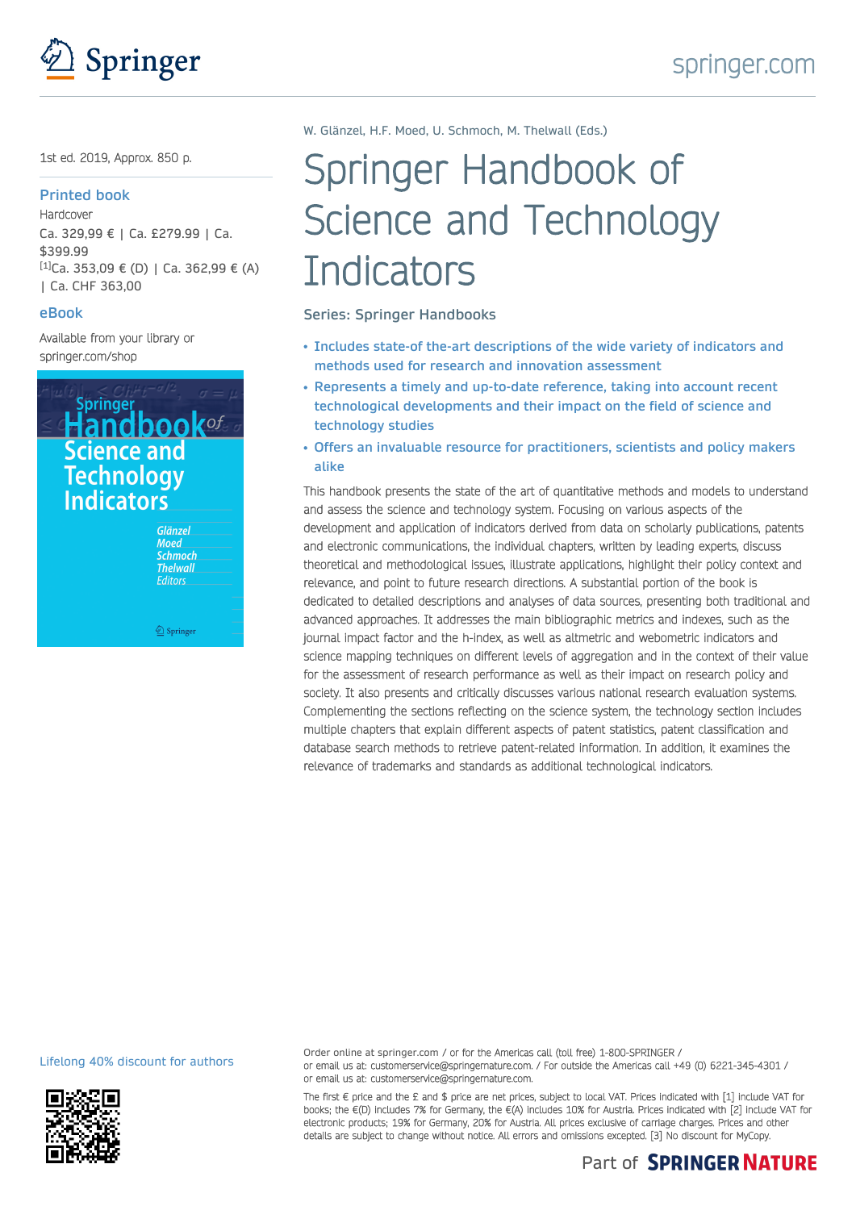Springer

springer.com

W. Glänzel, H.F. Moed, U. Schmoch, M. Thelwall (Eds.)

# Springer Handbook of Science and Technology Indicators

Series: Springer Handbooks

1st ed. 2019, Approx. 850 p.

**Printed book**

Hardcover

Ca. 329,99 € | Ca. £279.99 | Ca. $399.99

[1]Ca. 353,09 € (D) | Ca. 362,99 € (A) | Ca. CHF 363,00

**eBook**

Available from your library or springer.com/shop

- Includes state-of-the-art descriptions of the wide variety of indicators and methods used for research and innovation assessment
- Represents a timely and up-to-date reference, taking into account recent technological developments and their impact on the field of science and technology studies
- Offers an invaluable resource for practitioners, scientists and policy makers alike

This handbook presents the state of the art of quantitative methods and models to understand and assess the science and technology system. Focusing on various aspects of the development and application of indicators derived from data on scholarly publications, patents and electronic communications, the individual chapters, written by leading experts, discuss theoretical and methodological issues, illustrate applications, highlight their policy context and relevance, and point to future research directions. A substantial portion of the book is dedicated to detailed descriptions and analyses of data sources, presenting both traditional and advanced approaches. It addresses the main bibliographic metrics and indexes, such as the journal impact factor and the h-index, as well as altmetric and webometric indicators and science mapping techniques on different levels of aggregation and in the context of their value for the assessment of research performance as well as their impact on research policy and society. It also presents and critically discusses various national research evaluation systems. Complementing the sections reflecting on the science system, the technology section includes multiple chapters that explain different aspects of patent statistics, patent classification and database search methods to retrieve patent-related information. In addition, it examines the relevance of trademarks and standards as additional technological indicators.

Lifelong 40% discount for authors

Order online at springer.com / or for the Americas call (toll free) 1-800-SPRINGER / or email us at: customerservice@springernature.com. / For outside the Americas call +49 (0) 6221-345-4301 / or email us at: customerservice@springernature.com.

The first € price and the £ and $ price are net prices, subject to local VAT. Prices indicated with [1] include VAT for books; the €(D) includes 7% for Germany, the €(A) includes 10% for Austria. Prices indicated with [2] include VAT for electronic products; 19% for Germany, 20% for Austria. All prices exclusive of carriage charges. Prices and other details are subject to change without notice. All errors and omissions excepted. [3] No discount for MyCopy.

Part of SPRINGER NATURE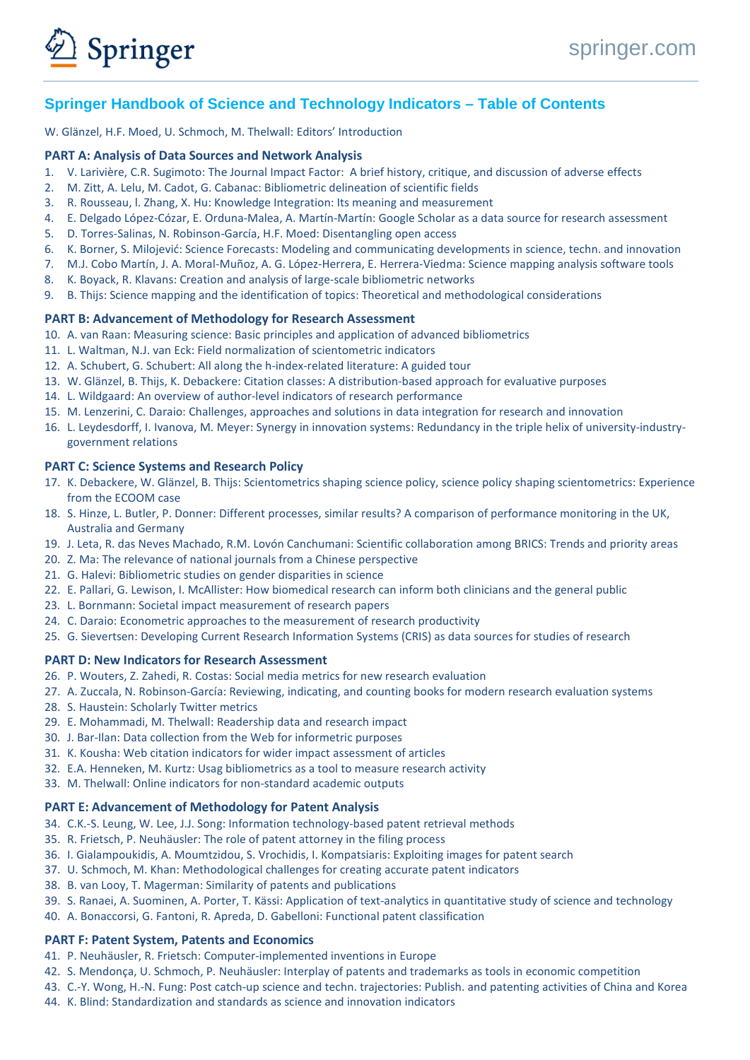## Springer Handbook of Science and Technology Indicators – Table of Contents

W. Glänzel, H.F. Moed, U. Schmoch, M. Thelwall: Editors' Introduction

### PART A: Analysis of Data Sources and Network Analysis

1. V. Larivière, C.R. Sugimoto: The Journal Impact Factor: A brief history, critique, and discussion of adverse effects
2. M. Zitt, A. Lelu, M. Cadot, G. Cabanac: Bibliometric delineation of scientific fields
3. R. Rousseau, l. Zhang, X. Hu: Knowledge Integration: Its meaning and measurement
4. E. Delgado López-Cózar, E. Orduna-Malea, A. Martín-Martín: Google Scholar as a data source for research assessment
5. D. Torres-Salinas, N. Robinson-García, H.F. Moed: Disentangling open access
6. K. Borner, S. Milojević: Science Forecasts: Modeling and communicating developments in science, techn. and innovation
7. M.J. Cobo Martín, J. A. Moral-Muñoz, A. G. López-Herrera, E. Herrera-Viedma: Science mapping analysis software tools
8. K. Boyack, R. Klavans: Creation and analysis of large-scale bibliometric networks
9. B. Thijs: Science mapping and the identification of topics: Theoretical and methodological considerations

### PART B: Advancement of Methodology for Research Assessment

10. A. van Raan: Measuring science: Basic principles and application of advanced bibliometrics
11. L. Waltman, N.J. van Eck: Field normalization of scientometric indicators
12. A. Schubert, G. Schubert: All along the h-index-related literature: A guided tour
13. W. Glänzel, B. Thijs, K. Debackere: Citation classes: A distribution-based approach for evaluative purposes
14. L. Wildgaard: An overview of author-level indicators of research performance
15. M. Lenzerini, C. Daraio: Challenges, approaches and solutions in data integration for research and innovation
16. L. Leydesdorff, I. Ivanova, M. Meyer: Synergy in innovation systems: Redundancy in the triple helix of university-industry-government relations

### PART C: Science Systems and Research Policy

17. K. Debackere, W. Glänzel, B. Thijs: Scientometrics shaping science policy, science policy shaping scientometrics: Experience from the ECOOM case
18. S. Hinze, L. Butler, P. Donner: Different processes, similar results? A comparison of performance monitoring in the UK, Australia and Germany
19. J. Leta, R. das Neves Machado, R.M. Lovón Canchumani: Scientific collaboration among BRICS: Trends and priority areas
20. Z. Ma: The relevance of national journals from a Chinese perspective
21. G. Halevi: Bibliometric studies on gender disparities in science
22. E. Pallari, G. Lewison, I. McAllister: How biomedical research can inform both clinicians and the general public
23. L. Bornmann: Societal impact measurement of research papers
24. C. Daraio: Econometric approaches to the measurement of research productivity
25. G. Sievertsen: Developing Current Research Information Systems (CRIS) as data sources for studies of research

### PART D: New Indicators for Research Assessment

26. P. Wouters, Z. Zahedi, R. Costas: Social media metrics for new research evaluation
27. A. Zuccala, N. Robinson-García: Reviewing, indicating, and counting books for modern research evaluation systems
28. S. Haustein: Scholarly Twitter metrics
29. E. Mohammadi, M. Thelwall: Readership data and research impact
30. J. Bar-Ilan: Data collection from the Web for informetric purposes
31. K. Kousha: Web citation indicators for wider impact assessment of articles
32. E.A. Henneken, M. Kurtz: Usag bibliometrics as a tool to measure research activity
33. M. Thelwall: Online indicators for non-standard academic outputs

### PART E: Advancement of Methodology for Patent Analysis

34. C.K.-S. Leung, W. Lee, J.J. Song: Information technology-based patent retrieval methods
35. R. Frietsch, P. Neuhäusler: The role of patent attorney in the filing process
36. I. Gialampoukidis, A. Moumtzidou, S. Vrochidis, I. Kompatsiaris: Exploiting images for patent search
37. U. Schmoch, M. Khan: Methodological challenges for creating accurate patent indicators
38. B. van Looy, T. Magerman: Similarity of patents and publications
39. S. Ranaei, A. Suominen, A. Porter, T. Kässi: Application of text-analytics in quantitative study of science and technology
40. A. Bonaccorsi, G. Fantoni, R. Apreda, D. Gabelloni: Functional patent classification

### PART F: Patent System, Patents and Economics

41. P. Neuhäusler, R. Frietsch: Computer-implemented inventions in Europe
42. S. Mendonça, U. Schmoch, P. Neuhäusler: Interplay of patents and trademarks as tools in economic competition
43. C.-Y. Wong, H.-N. Fung: Post catch-up science and techn. trajectories: Publish. and patenting activities of China and Korea
44. K. Blind: Standardization and standards as science and innovation indicators